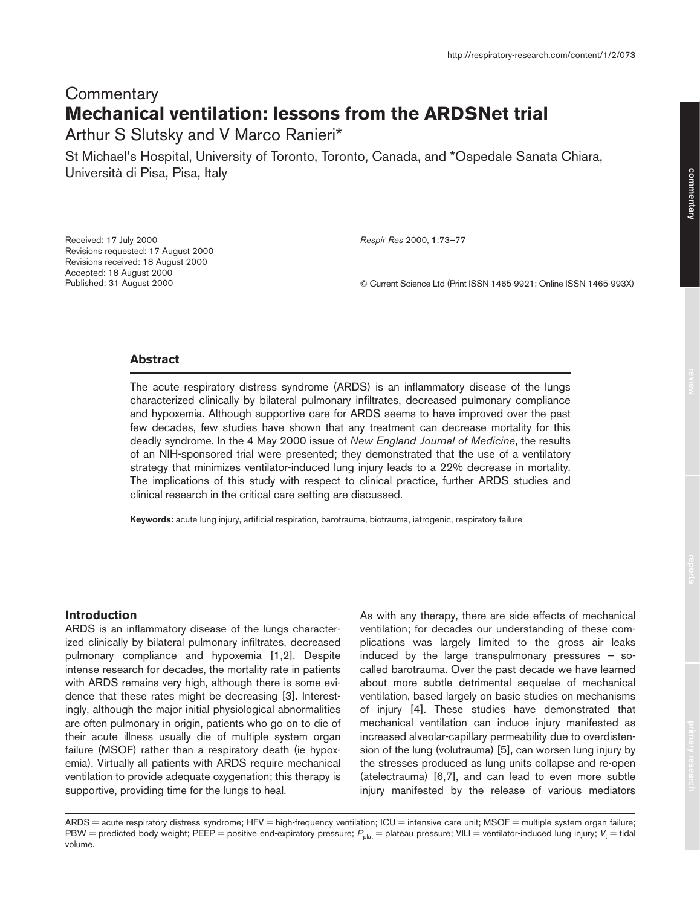Commentary

# Mechanical ventilation: lessons from the ARDSNet trial

Arthur S Slutsky and V Marco Ranieri*

St Michael's Hospital, University of Toronto, Toronto, Canada, and *Ospedale Sanata Chiara, Università di Pisa, Pisa, Italy

Received: 17 July 2000
Revisions requested: 17 August 2000
Revisions received: 18 August 2000
Accepted: 18 August 2000
Published: 31 August 2000

*Respir Res* 2000, **1**:73–77

© Current Science Ltd (Print ISSN 1465-9921; Online ISSN 1465-993X)

## Abstract

The acute respiratory distress syndrome (ARDS) is an inflammatory disease of the lungs characterized clinically by bilateral pulmonary infiltrates, decreased pulmonary compliance and hypoxemia. Although supportive care for ARDS seems to have improved over the past few decades, few studies have shown that any treatment can decrease mortality for this deadly syndrome. In the 4 May 2000 issue of *New England Journal of Medicine*, the results of an NIH-sponsored trial were presented; they demonstrated that the use of a ventilatory strategy that minimizes ventilator-induced lung injury leads to a 22% decrease in mortality. The implications of this study with respect to clinical practice, further ARDS studies and clinical research in the critical care setting are discussed.

**Keywords:** acute lung injury, artificial respiration, barotrauma, biotrauma, iatrogenic, respiratory failure

## Introduction

ARDS is an inflammatory disease of the lungs characterized clinically by bilateral pulmonary infiltrates, decreased pulmonary compliance and hypoxemia [1,2]. Despite intense research for decades, the mortality rate in patients with ARDS remains very high, although there is some evidence that these rates might be decreasing [3]. Interestingly, although the major initial physiological abnormalities are often pulmonary in origin, patients who go on to die of their acute illness usually die of multiple system organ failure (MSOF) rather than a respiratory death (ie hypoxemia). Virtually all patients with ARDS require mechanical ventilation to provide adequate oxygenation; this therapy is supportive, providing time for the lungs to heal.

As with any therapy, there are side effects of mechanical ventilation; for decades our understanding of these complications was largely limited to the gross air leaks induced by the large transpulmonary pressures – so-called barotrauma. Over the past decade we have learned about more subtle detrimental sequelae of mechanical ventilation, based largely on basic studies on mechanisms of injury [4]. These studies have demonstrated that mechanical ventilation can induce injury manifested as increased alveolar-capillary permeability due to overdistension of the lung (volutrauma) [5], can worsen lung injury by the stresses produced as lung units collapse and re-open (atelectrauma) [6,7], and can lead to even more subtle injury manifested by the release of various mediators

ARDS = acute respiratory distress syndrome; HFV = high-frequency ventilation; ICU = intensive care unit; MSOF = multiple system organ failure; PBW = predicted body weight; PEEP = positive end-expiratory pressure; $P_{plat}$ = plateau pressure; VILI = ventilator-induced lung injury; $V_t$ = tidal volume.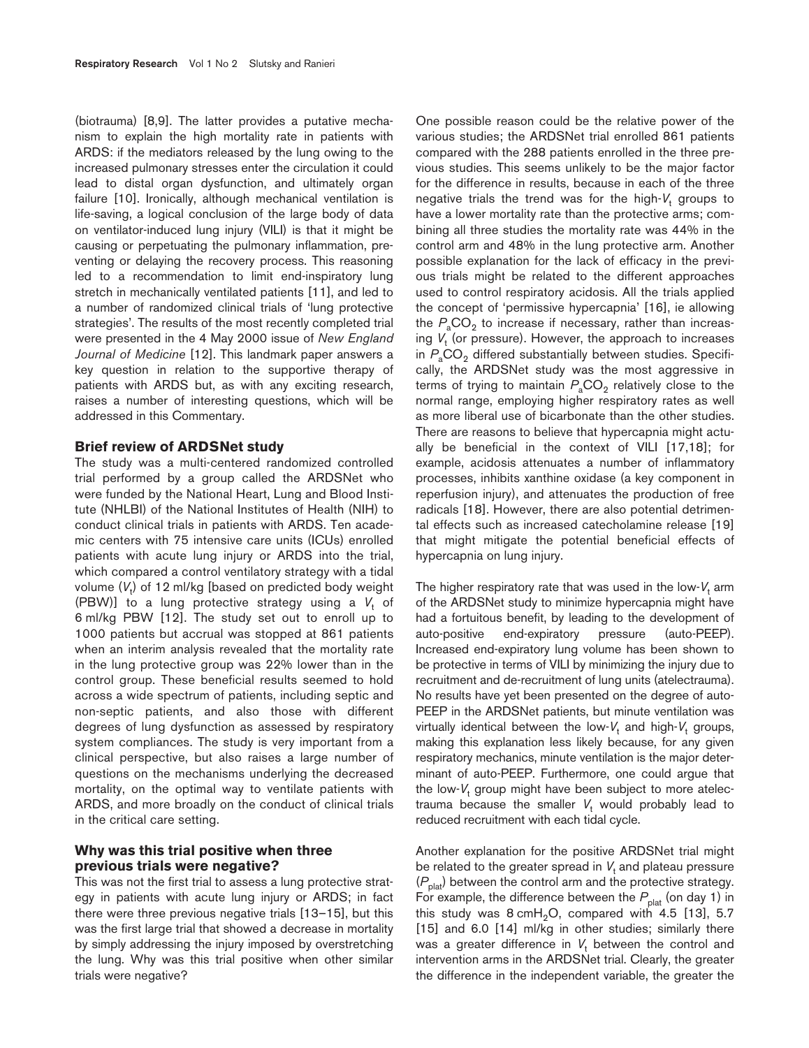(biotrauma) [8,9]. The latter provides a putative mechanism to explain the high mortality rate in patients with ARDS: if the mediators released by the lung owing to the increased pulmonary stresses enter the circulation it could lead to distal organ dysfunction, and ultimately organ failure [10]. Ironically, although mechanical ventilation is life-saving, a logical conclusion of the large body of data on ventilator-induced lung injury (VILI) is that it might be causing or perpetuating the pulmonary inflammation, preventing or delaying the recovery process. This reasoning led to a recommendation to limit end-inspiratory lung stretch in mechanically ventilated patients [11], and led to a number of randomized clinical trials of 'lung protective strategies'. The results of the most recently completed trial were presented in the 4 May 2000 issue of *New England Journal of Medicine* [12]. This landmark paper answers a key question in relation to the supportive therapy of patients with ARDS but, as with any exciting research, raises a number of interesting questions, which will be addressed in this Commentary.

## Brief review of ARDSNet study

The study was a multi-centered randomized controlled trial performed by a group called the ARDSNet who were funded by the National Heart, Lung and Blood Institute (NHLBI) of the National Institutes of Health (NIH) to conduct clinical trials in patients with ARDS. Ten academic centers with 75 intensive care units (ICUs) enrolled patients with acute lung injury or ARDS into the trial, which compared a control ventilatory strategy with a tidal volume ($V_t$) of 12 ml/kg [based on predicted body weight (PBW)] to a lung protective strategy using a $V_t$ of 6 ml/kg PBW [12]. The study set out to enroll up to 1000 patients but accrual was stopped at 861 patients when an interim analysis revealed that the mortality rate in the lung protective group was 22% lower than in the control group. These beneficial results seemed to hold across a wide spectrum of patients, including septic and non-septic patients, and also those with different degrees of lung dysfunction as assessed by respiratory system compliances. The study is very important from a clinical perspective, but also raises a large number of questions on the mechanisms underlying the decreased mortality, on the optimal way to ventilate patients with ARDS, and more broadly on the conduct of clinical trials in the critical care setting.

## Why was this trial positive when three previous trials were negative?

This was not the first trial to assess a lung protective strategy in patients with acute lung injury or ARDS; in fact there were three previous negative trials [13–15], but this was the first large trial that showed a decrease in mortality by simply addressing the injury imposed by overstretching the lung. Why was this trial positive when other similar trials were negative?

One possible reason could be the relative power of the various studies; the ARDSNet trial enrolled 861 patients compared with the 288 patients enrolled in the three previous studies. This seems unlikely to be the major factor for the difference in results, because in each of the three negative trials the trend was for the high-$V_t$ groups to have a lower mortality rate than the protective arms; combining all three studies the mortality rate was 44% in the control arm and 48% in the lung protective arm. Another possible explanation for the lack of efficacy in the previous trials might be related to the different approaches used to control respiratory acidosis. All the trials applied the concept of 'permissive hypercapnia' [16], ie allowing the $P_aCO_2$ to increase if necessary, rather than increasing $V_t$ (or pressure). However, the approach to increases in $P_aCO_2$ differed substantially between studies. Specifically, the ARDSNet study was the most aggressive in terms of trying to maintain $P_aCO_2$ relatively close to the normal range, employing higher respiratory rates as well as more liberal use of bicarbonate than the other studies. There are reasons to believe that hypercapnia might actually be beneficial in the context of VILI [17,18]; for example, acidosis attenuates a number of inflammatory processes, inhibits xanthine oxidase (a key component in reperfusion injury), and attenuates the production of free radicals [18]. However, there are also potential detrimental effects such as increased catecholamine release [19] that might mitigate the potential beneficial effects of hypercapnia on lung injury.

The higher respiratory rate that was used in the low-$V_t$ arm of the ARDSNet study to minimize hypercapnia might have had a fortuitous benefit, by leading to the development of auto-positive end-expiratory pressure (auto-PEEP). Increased end-expiratory lung volume has been shown to be protective in terms of VILI by minimizing the injury due to recruitment and de-recruitment of lung units (atelectrauma). No results have yet been presented on the degree of auto-PEEP in the ARDSNet patients, but minute ventilation was virtually identical between the low-$V_t$ and high-$V_t$ groups, making this explanation less likely because, for any given respiratory mechanics, minute ventilation is the major determinant of auto-PEEP. Furthermore, one could argue that the low-$V_t$ group might have been subject to more atelectrauma because the smaller $V_t$ would probably lead to reduced recruitment with each tidal cycle.

Another explanation for the positive ARDSNet trial might be related to the greater spread in $V_t$ and plateau pressure ($P_{plat}$) between the control arm and the protective strategy. For example, the difference between the $P_{plat}$ (on day 1) in this study was 8 $cmH_2O$, compared with 4.5 [13], 5.7 [15] and 6.0 [14] ml/kg in other studies; similarly there was a greater difference in $V_t$ between the control and intervention arms in the ARDSNet trial. Clearly, the greater the difference in the independent variable, the greater the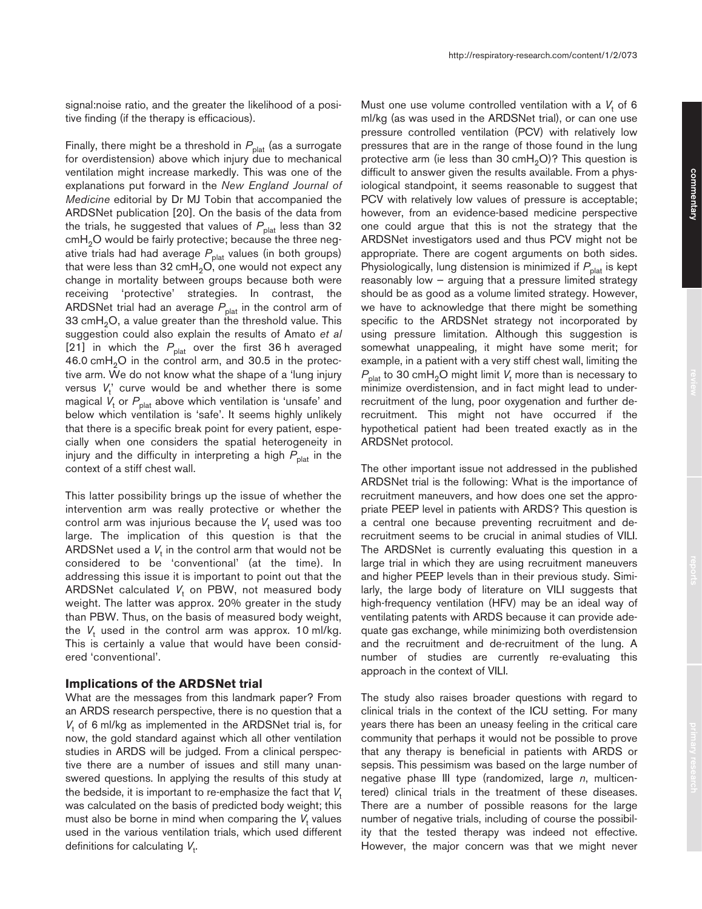signal:noise ratio, and the greater the likelihood of a positive finding (if the therapy is efficacious).

Finally, there might be a threshold in $P_{plat}$ (as a surrogate for overdistension) above which injury due to mechanical ventilation might increase markedly. This was one of the explanations put forward in the *New England Journal of Medicine* editorial by Dr MJ Tobin that accompanied the ARDSNet publication [20]. On the basis of the data from the trials, he suggested that values of $P_{plat}$ less than 32 $cmH_2O$ would be fairly protective; because the three negative trials had had average $P_{plat}$ values (in both groups) that were less than 32 $cmH_2O$, one would not expect any change in mortality between groups because both were receiving 'protective' strategies. In contrast, the ARDSNet trial had an average $P_{plat}$ in the control arm of 33 $cmH_2O$, a value greater than the threshold value. This suggestion could also explain the results of Amato *et al* [21] in which the $P_{plat}$ over the first 36 h averaged 46.0 $cmH_2O$ in the control arm, and 30.5 in the protective arm. We do not know what the shape of a 'lung injury versus $V_t$' curve would be and whether there is some magical $V_t$ or $P_{plat}$ above which ventilation is 'unsafe' and below which ventilation is 'safe'. It seems highly unlikely that there is a specific break point for every patient, especially when one considers the spatial heterogeneity in injury and the difficulty in interpreting a high $P_{plat}$ in the context of a stiff chest wall.

This latter possibility brings up the issue of whether the intervention arm was really protective or whether the control arm was injurious because the $V_t$ used was too large. The implication of this question is that the ARDSNet used a $V_t$ in the control arm that would not be considered to be 'conventional' (at the time). In addressing this issue it is important to point out that the ARDSNet calculated $V_t$ on PBW, not measured body weight. The latter was approx. 20% greater in the study than PBW. Thus, on the basis of measured body weight, the $V_t$ used in the control arm was approx. 10 ml/kg. This is certainly a value that would have been considered 'conventional'.

## Implications of the ARDSNet trial

What are the messages from this landmark paper? From an ARDS research perspective, there is no question that a $V_t$ of 6 ml/kg as implemented in the ARDSNet trial is, for now, the gold standard against which all other ventilation studies in ARDS will be judged. From a clinical perspective there are a number of issues and still many unanswered questions. In applying the results of this study at the bedside, it is important to re-emphasize the fact that $V_t$ was calculated on the basis of predicted body weight; this must also be borne in mind when comparing the $V_t$ values used in the various ventilation trials, which used different definitions for calculating $V_t$.

Must one use volume controlled ventilation with a $V_t$ of 6 ml/kg (as was used in the ARDSNet trial), or can one use pressure controlled ventilation (PCV) with relatively low pressures that are in the range of those found in the lung protective arm (ie less than 30 $cmH_2O$)? This question is difficult to answer given the results available. From a physiological standpoint, it seems reasonable to suggest that PCV with relatively low values of pressure is acceptable; however, from an evidence-based medicine perspective one could argue that this is not the strategy that the ARDSNet investigators used and thus PCV might not be appropriate. There are cogent arguments on both sides. Physiologically, lung distension is minimized if $P_{plat}$ is kept reasonably low – arguing that a pressure limited strategy should be as good as a volume limited strategy. However, we have to acknowledge that there might be something specific to the ARDSNet strategy not incorporated by using pressure limitation. Although this suggestion is somewhat unappealing, it might have some merit; for example, in a patient with a very stiff chest wall, limiting the $P_{plat}$ to 30 $cmH_2O$ might limit $V_t$ more than is necessary to minimize overdistension, and in fact might lead to under-recruitment of the lung, poor oxygenation and further de-recruitment. This might not have occurred if the hypothetical patient had been treated exactly as in the ARDSNet protocol.

The other important issue not addressed in the published ARDSNet trial is the following: What is the importance of recruitment maneuvers, and how does one set the appropriate PEEP level in patients with ARDS? This question is a central one because preventing recruitment and de-recruitment seems to be crucial in animal studies of VILI. The ARDSNet is currently evaluating this question in a large trial in which they are using recruitment maneuvers and higher PEEP levels than in their previous study. Similarly, the large body of literature on VILI suggests that high-frequency ventilation (HFV) may be an ideal way of ventilating patents with ARDS because it can provide adequate gas exchange, while minimizing both overdistension and the recruitment and de-recruitment of the lung. A number of studies are currently re-evaluating this approach in the context of VILI.

The study also raises broader questions with regard to clinical trials in the context of the ICU setting. For many years there has been an uneasy feeling in the critical care community that perhaps it would not be possible to prove that any therapy is beneficial in patients with ARDS or sepsis. This pessimism was based on the large number of negative phase III type (randomized, large *n*, multicentered) clinical trials in the treatment of these diseases. There are a number of possible reasons for the large number of negative trials, including of course the possibility that the tested therapy was indeed not effective. However, the major concern was that we might never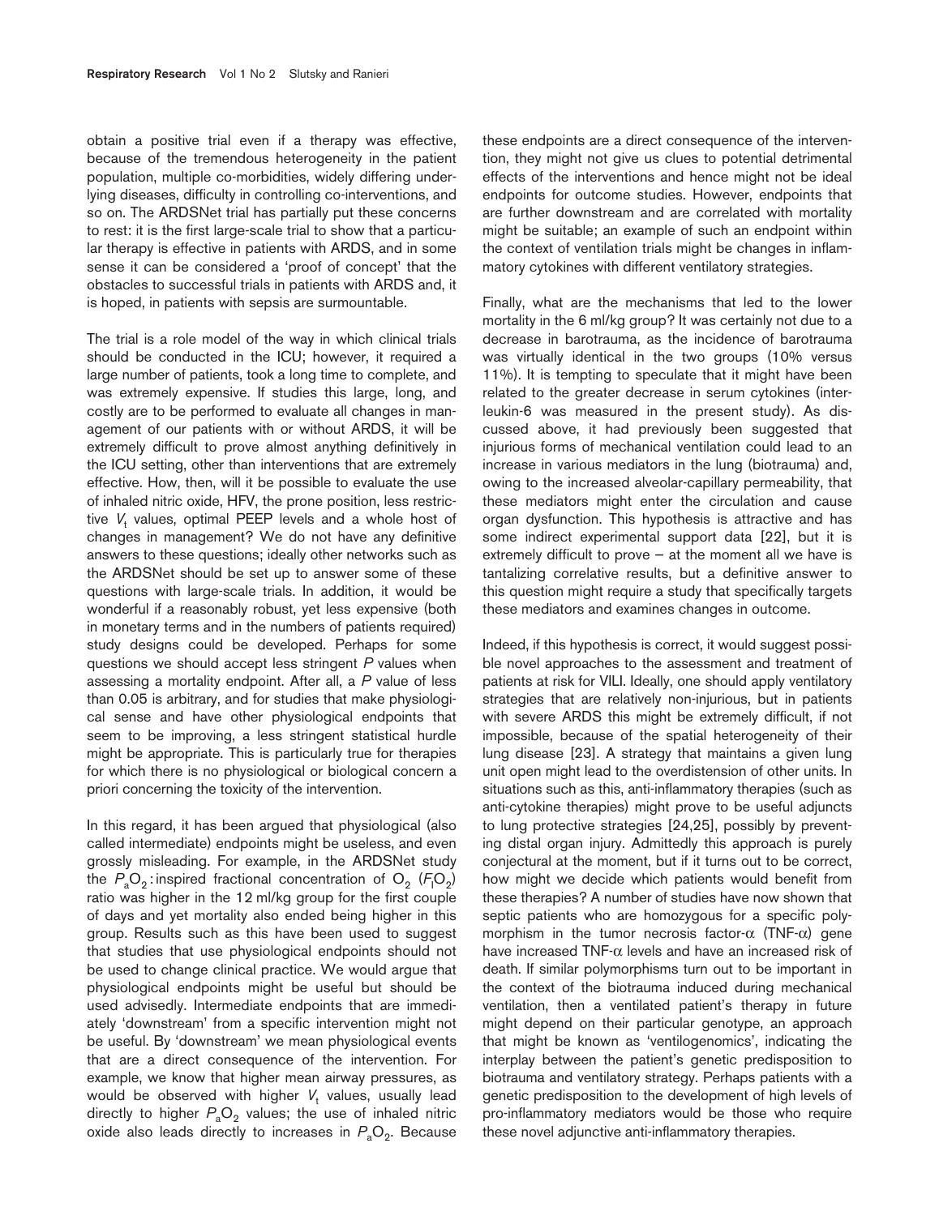obtain a positive trial even if a therapy was effective, because of the tremendous heterogeneity in the patient population, multiple co-morbidities, widely differing underlying diseases, difficulty in controlling co-interventions, and so on. The ARDSNet trial has partially put these concerns to rest: it is the first large-scale trial to show that a particular therapy is effective in patients with ARDS, and in some sense it can be considered a 'proof of concept' that the obstacles to successful trials in patients with ARDS and, it is hoped, in patients with sepsis are surmountable.

The trial is a role model of the way in which clinical trials should be conducted in the ICU; however, it required a large number of patients, took a long time to complete, and was extremely expensive. If studies this large, long, and costly are to be performed to evaluate all changes in management of our patients with or without ARDS, it will be extremely difficult to prove almost anything definitively in the ICU setting, other than interventions that are extremely effective. How, then, will it be possible to evaluate the use of inhaled nitric oxide, HFV, the prone position, less restrictive $V_t$ values, optimal PEEP levels and a whole host of changes in management? We do not have any definitive answers to these questions; ideally other networks such as the ARDSNet should be set up to answer some of these questions with large-scale trials. In addition, it would be wonderful if a reasonably robust, yet less expensive (both in monetary terms and in the numbers of patients required) study designs could be developed. Perhaps for some questions we should accept less stringent *P* values when assessing a mortality endpoint. After all, a *P* value of less than 0.05 is arbitrary, and for studies that make physiological sense and have other physiological endpoints that seem to be improving, a less stringent statistical hurdle might be appropriate. This is particularly true for therapies for which there is no physiological or biological concern a priori concerning the toxicity of the intervention.

In this regard, it has been argued that physiological (also called intermediate) endpoints might be useless, and even grossly misleading. For example, in the ARDSNet study the $P_aO_2$: inspired fractional concentration of $O_2$ ($F_IO_2$) ratio was higher in the 12 ml/kg group for the first couple of days and yet mortality also ended being higher in this group. Results such as this have been used to suggest that studies that use physiological endpoints should not be used to change clinical practice. We would argue that physiological endpoints might be useful but should be used advisedly. Intermediate endpoints that are immediately 'downstream' from a specific intervention might not be useful. By 'downstream' we mean physiological events that are a direct consequence of the intervention. For example, we know that higher mean airway pressures, as would be observed with higher $V_t$ values, usually lead directly to higher $P_aO_2$ values; the use of inhaled nitric oxide also leads directly to increases in $P_aO_2$. Because these endpoints are a direct consequence of the intervention, they might not give us clues to potential detrimental effects of the interventions and hence might not be ideal endpoints for outcome studies. However, endpoints that are further downstream and are correlated with mortality might be suitable; an example of such an endpoint within the context of ventilation trials might be changes in inflammatory cytokines with different ventilatory strategies.

Finally, what are the mechanisms that led to the lower mortality in the 6 ml/kg group? It was certainly not due to a decrease in barotrauma, as the incidence of barotrauma was virtually identical in the two groups (10% versus 11%). It is tempting to speculate that it might have been related to the greater decrease in serum cytokines (interleukin-6 was measured in the present study). As discussed above, it had previously been suggested that injurious forms of mechanical ventilation could lead to an increase in various mediators in the lung (biotrauma) and, owing to the increased alveolar-capillary permeability, that these mediators might enter the circulation and cause organ dysfunction. This hypothesis is attractive and has some indirect experimental support data [22], but it is extremely difficult to prove – at the moment all we have is tantalizing correlative results, but a definitive answer to this question might require a study that specifically targets these mediators and examines changes in outcome.

Indeed, if this hypothesis is correct, it would suggest possible novel approaches to the assessment and treatment of patients at risk for VILI. Ideally, one should apply ventilatory strategies that are relatively non-injurious, but in patients with severe ARDS this might be extremely difficult, if not impossible, because of the spatial heterogeneity of their lung disease [23]. A strategy that maintains a given lung unit open might lead to the overdistension of other units. In situations such as this, anti-inflammatory therapies (such as anti-cytokine therapies) might prove to be useful adjuncts to lung protective strategies [24,25], possibly by preventing distal organ injury. Admittedly this approach is purely conjectural at the moment, but if it turns out to be correct, how might we decide which patients would benefit from these therapies? A number of studies have now shown that septic patients who are homozygous for a specific polymorphism in the tumor necrosis factor-$\alpha$ (TNF-$\alpha$) gene have increased TNF-$\alpha$ levels and have an increased risk of death. If similar polymorphisms turn out to be important in the context of the biotrauma induced during mechanical ventilation, then a ventilated patient's therapy in future might depend on their particular genotype, an approach that might be known as 'ventilogenomics', indicating the interplay between the patient's genetic predisposition to biotrauma and ventilatory strategy. Perhaps patients with a genetic predisposition to the development of high levels of pro-inflammatory mediators would be those who require these novel adjunctive anti-inflammatory therapies.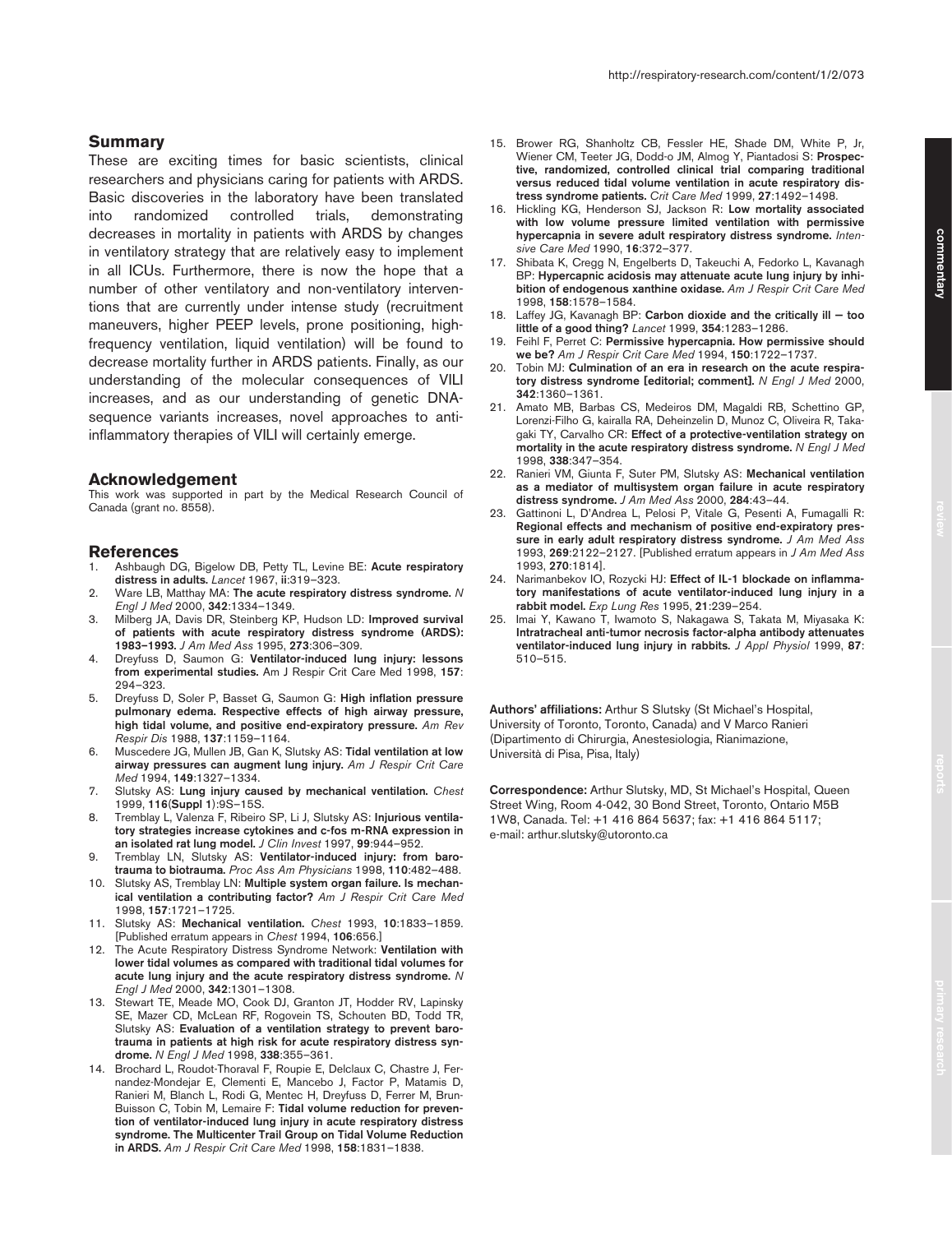## Summary

These are exciting times for basic scientists, clinical researchers and physicians caring for patients with ARDS. Basic discoveries in the laboratory have been translated into randomized controlled trials, demonstrating decreases in mortality in patients with ARDS by changes in ventilatory strategy that are relatively easy to implement in all ICUs. Furthermore, there is now the hope that a number of other ventilatory and non-ventilatory interventions that are currently under intense study (recruitment maneuvers, higher PEEP levels, prone positioning, high-frequency ventilation, liquid ventilation) will be found to decrease mortality further in ARDS patients. Finally, as our understanding of the molecular consequences of VILI increases, and as our understanding of genetic DNA-sequence variants increases, novel approaches to anti-inflammatory therapies of VILI will certainly emerge.

## Acknowledgement

This work was supported in part by the Medical Research Council of Canada (grant no. 8558).

## References

1. Ashbaugh DG, Bigelow DB, Petty TL, Levine BE: **Acute respiratory distress in adults.** *Lancet* 1967, **ii**:319–323.
2. Ware LB, Matthay MA: **The acute respiratory distress syndrome.** *N Engl J Med* 2000, **342**:1334–1349.
3. Milberg JA, Davis DR, Steinberg KP, Hudson LD: **Improved survival of patients with acute respiratory distress syndrome (ARDS): 1983–1993.** *J Am Med Ass* 1995, **273**:306–309.
4. Dreyfuss D, Saumon G: **Ventilator-induced lung injury: lessons from experimental studies.** Am J Respir Crit Care Med 1998, **157**: 294–323.
5. Dreyfuss D, Soler P, Basset G, Saumon G: **High inflation pressure pulmonary edema. Respective effects of high airway pressure, high tidal volume, and positive end-expiratory pressure.** *Am Rev Respir Dis* 1988, **137**:1159–1164.
6. Muscedere JG, Mullen JB, Gan K, Slutsky AS: **Tidal ventilation at low airway pressures can augment lung injury.** *Am J Respir Crit Care Med* 1994, **149**:1327–1334.
7. Slutsky AS: **Lung injury caused by mechanical ventilation.** *Chest* 1999, **116**(**Suppl 1**):9S–15S.
8. Tremblay L, Valenza F, Ribeiro SP, Li J, Slutsky AS: **Injurious ventilatory strategies increase cytokines and c-fos m-RNA expression in an isolated rat lung model.** *J Clin Invest* 1997, **99**:944–952.
9. Tremblay LN, Slutsky AS: **Ventilator-induced injury: from barotrauma to biotrauma.** *Proc Ass Am Physicians* 1998, **110**:482–488.
10. Slutsky AS, Tremblay LN: **Multiple system organ failure. Is mechanical ventilation a contributing factor?** *Am J Respir Crit Care Med* 1998, **157**:1721–1725.
11. Slutsky AS: **Mechanical ventilation.** *Chest* 1993, **10**:1833–1859. [Published erratum appears in *Chest* 1994, **106**:656.]
12. The Acute Respiratory Distress Syndrome Network: **Ventilation with lower tidal volumes as compared with traditional tidal volumes for acute lung injury and the acute respiratory distress syndrome.** *N Engl J Med* 2000, **342**:1301–1308.
13. Stewart TE, Meade MO, Cook DJ, Granton JT, Hodder RV, Lapinsky SE, Mazer CD, McLean RF, Rogovein TS, Schouten BD, Todd TR, Slutsky AS: **Evaluation of a ventilation strategy to prevent barotrauma in patients at high risk for acute respiratory distress syndrome.** *N Engl J Med* 1998, **338**:355–361.
14. Brochard L, Roudot-Thoraval F, Roupie E, Delclaux C, Chastre J, Fernandez-Mondejar E, Clementi E, Mancebo J, Factor P, Matamis D, Ranieri M, Blanch L, Rodi G, Mentec H, Dreyfuss D, Ferrer M, Brun-Buisson C, Tobin M, Lemaire F: **Tidal volume reduction for prevention of ventilator-induced lung injury in acute respiratory distress syndrome. The Multicenter Trail Group on Tidal Volume Reduction in ARDS.** *Am J Respir Crit Care Med* 1998, **158**:1831–1838.
15. Brower RG, Shanholtz CB, Fessler HE, Shade DM, White P, Jr, Wiener CM, Teeter JG, Dodd-o JM, Almog Y, Piantadosi S: **Prospective, randomized, controlled clinical trial comparing traditional versus reduced tidal volume ventilation in acute respiratory distress syndrome patients.** *Crit Care Med* 1999, **27**:1492–1498.
16. Hickling KG, Henderson SJ, Jackson R: **Low mortality associated with low volume pressure limited ventilation with permissive hypercapnia in severe adult respiratory distress syndrome.** *Intensive Care Med* 1990, **16**:372–377.
17. Shibata K, Cregg N, Engelberts D, Takeuchi A, Fedorko L, Kavanagh BP: **Hypercapnic acidosis may attenuate acute lung injury by inhibition of endogenous xanthine oxidase.** *Am J Respir Crit Care Med* 1998, **158**:1578–1584.
18. Laffey JG, Kavanagh BP: **Carbon dioxide and the critically ill — too little of a good thing?** *Lancet* 1999, **354**:1283–1286.
19. Feihl F, Perret C: **Permissive hypercapnia. How permissive should we be?** *Am J Respir Crit Care Med* 1994, **150**:1722–1737.
20. Tobin MJ: **Culmination of an era in research on the acute respiratory distress syndrome [editorial; comment].** *N Engl J Med* 2000, **342**:1360–1361.
21. Amato MB, Barbas CS, Medeiros DM, Magaldi RB, Schettino GP, Lorenzi-Filho G, kairalla RA, Deheinzelin D, Munoz C, Oliveira R, Takagaki TY, Carvalho CR: **Effect of a protective-ventilation strategy on mortality in the acute respiratory distress syndrome.** *N Engl J Med* 1998, **338**:347–354.
22. Ranieri VM, Giunta F, Suter PM, Slutsky AS: **Mechanical ventilation as a mediator of multisystem organ failure in acute respiratory distress syndrome.** *J Am Med Ass* 2000, **284**:43–44.
23. Gattinoni L, D'Andrea L, Pelosi P, Vitale G, Pesenti A, Fumagalli R: **Regional effects and mechanism of positive end-expiratory pressure in early adult respiratory distress syndrome.** *J Am Med Ass* 1993, **269**:2122–2127. [Published erratum appears in *J Am Med Ass* 1993, **270**:1814].
24. Narimanbekov IO, Rozycki HJ: **Effect of IL-1 blockade on inflammatory manifestations of acute ventilator-induced lung injury in a rabbit model.** *Exp Lung Res* 1995, **21**:239–254.
25. Imai Y, Kawano T, Iwamoto S, Nakagawa S, Takata M, Miyasaka K: **Intratracheal anti-tumor necrosis factor-alpha antibody attenuates ventilator-induced lung injury in rabbits.** *J Appl Physiol* 1999, **87**: 510–515.

**Authors' affiliations:** Arthur S Slutsky (St Michael's Hospital, University of Toronto, Toronto, Canada) and V Marco Ranieri (Dipartimento di Chirurgia, Anestesiologia, Rianimazione, Università di Pisa, Pisa, Italy)

**Correspondence:** Arthur Slutsky, MD, St Michael's Hospital, Queen Street Wing, Room 4-042, 30 Bond Street, Toronto, Ontario M5B 1W8, Canada. Tel: +1 416 864 5637; fax: +1 416 864 5117; e-mail: arthur.slutsky@utoronto.ca